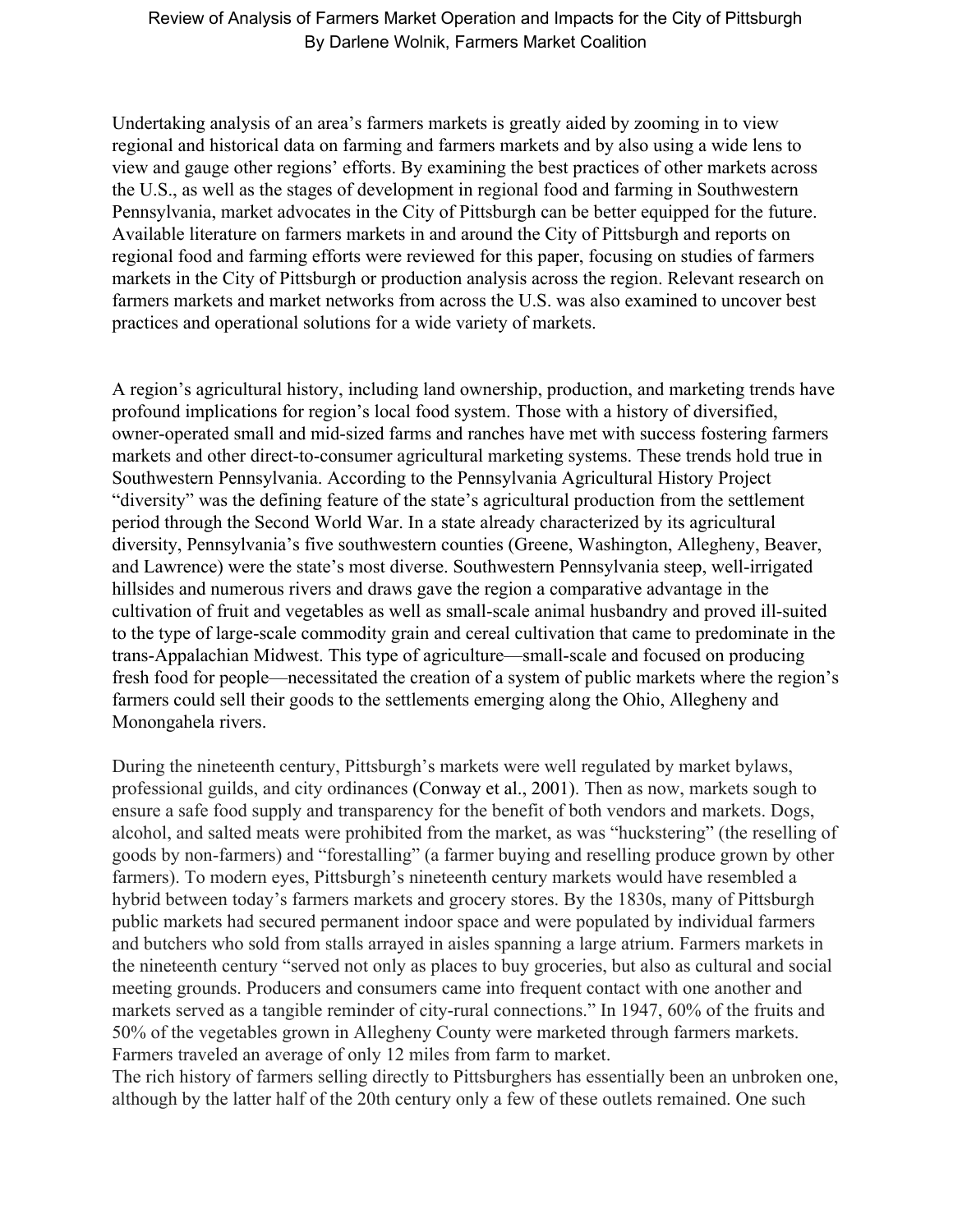# Review of Analysis of Farmers Market Operation and Impacts for the City of Pittsburgh

By Darlene Wolnik, Farmers Market Coalition

Undertaking analysis of an area's farmers markets is greatly aided by zooming in to view regional and historical data on farming and farmers markets and by also using a wide lens to view and gauge other regions' efforts. By examining the best practices of other markets across the U.S., as well as the stages of development in regional food and farming in Southwestern Pennsylvania, market advocates in the City of Pittsburgh can be better equipped for the future. Available literature on farmers markets in and around the City of Pittsburgh and reports on regional food and farming efforts were reviewed for this paper, focusing on studies of farmers markets in the City of Pittsburgh or production analysis across the region. Relevant research on farmers markets and market networks from across the U.S. was also examined to uncover best practices and operational solutions for a wide variety of markets.

A region's agricultural history, including land ownership, production, and marketing trends have profound implications for region's local food system. Those with a history of diversified, owner-operated small and mid-sized farms and ranches have met with success fostering farmers markets and other direct-to-consumer agricultural marketing systems. These trends hold true in Southwestern Pennsylvania. According to the Pennsylvania Agricultural History Project "diversity" was the defining feature of the state's agricultural production from the settlement period through the Second World War. In a state already characterized by its agricultural diversity, Pennsylvania's five southwestern counties (Greene, Washington, Allegheny, Beaver, and Lawrence) were the state's most diverse. Southwestern Pennsylvania steep, well-irrigated hillsides and numerous rivers and draws gave the region a comparative advantage in the cultivation of fruit and vegetables as well as small-scale animal husbandry and proved ill-suited to the type of large-scale commodity grain and cereal cultivation that came to predominate in the trans-Appalachian Midwest. This type of agriculture—small-scale and focused on producing fresh food for people—necessitated the creation of a system of public markets where the region's farmers could sell their goods to the settlements emerging along the Ohio, Allegheny and Monongahela rivers.

During the nineteenth century, Pittsburgh's markets were well regulated by market bylaws, professional guilds, and city ordinances (Conway et al., 2001). Then as now, markets sough to ensure a safe food supply and transparency for the benefit of both vendors and markets. Dogs, alcohol, and salted meats were prohibited from the market, as was "huckstering" (the reselling of goods by non-farmers) and "forestalling" (a farmer buying and reselling produce grown by other farmers). To modern eyes, Pittsburgh's nineteenth century markets would have resembled a hybrid between today's farmers markets and grocery stores. By the 1830s, many of Pittsburgh public markets had secured permanent indoor space and were populated by individual farmers and butchers who sold from stalls arrayed in aisles spanning a large atrium. Farmers markets in the nineteenth century "served not only as places to buy groceries, but also as cultural and social meeting grounds. Producers and consumers came into frequent contact with one another and markets served as a tangible reminder of city-rural connections." In 1947, 60% of the fruits and 50% of the vegetables grown in Allegheny County were marketed through farmers markets. Farmers traveled an average of only 12 miles from farm to market.

The rich history of farmers selling directly to Pittsburghers has essentially been an unbroken one, although by the latter half of the 20th century only a few of these outlets remained. One such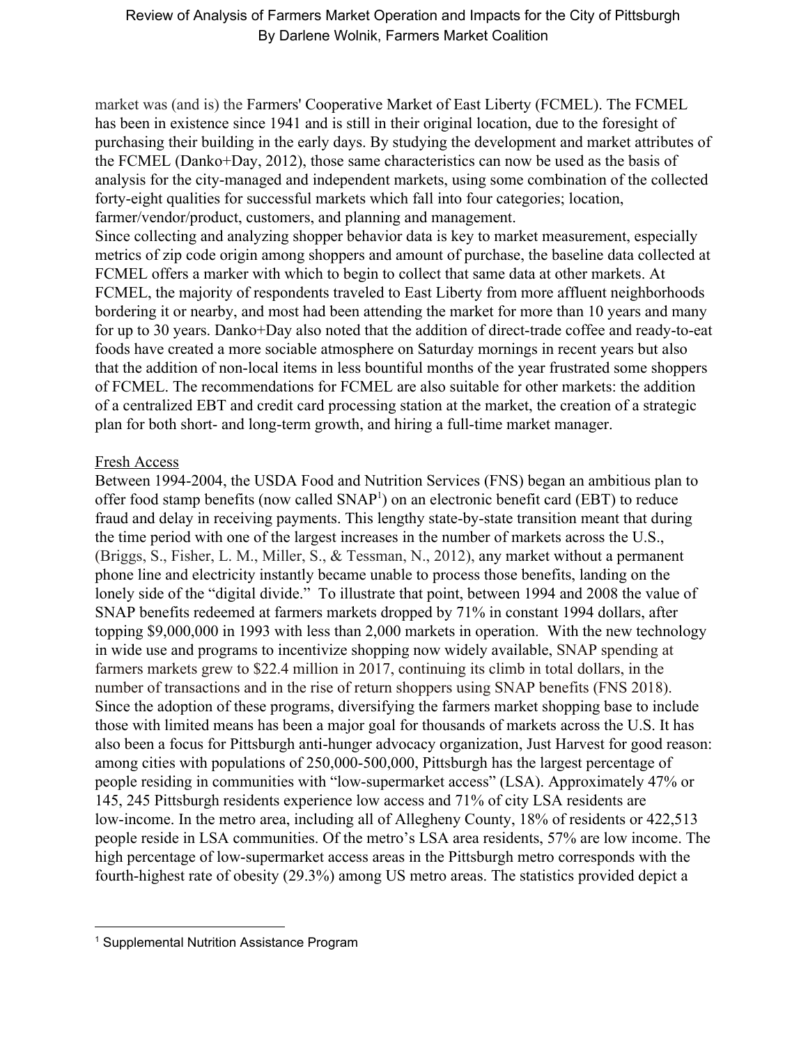market was (and is) the Farmers' Cooperative Market of East Liberty (FCMEL). The FCMEL has been in existence since 1941 and is still in their original location, due to the foresight of purchasing their building in the early days. By studying the development and market attributes of the FCMEL (Danko+Day, 2012), those same characteristics can now be used as the basis of analysis for the city-managed and independent markets, using some combination of the collected forty-eight qualities for successful markets which fall into four categories; location, farmer/vendor/product, customers, and planning and management.

Since collecting and analyzing shopper behavior data is key to market measurement, especially metrics of zip code origin among shoppers and amount of purchase, the baseline data collected at FCMEL offers a marker with which to begin to collect that same data at other markets. At FCMEL, the majority of respondents traveled to East Liberty from more affluent neighborhoods bordering it or nearby, and most had been attending the market for more than 10 years and many for up to 30 years. Danko+Day also noted that the addition of direct-trade coffee and ready-to-eat foods have created a more sociable atmosphere on Saturday mornings in recent years but also that the addition of non-local items in less bountiful months of the year frustrated some shoppers of FCMEL. The recommendations for FCMEL are also suitable for other markets: the addition of a centralized EBT and credit card processing station at the market, the creation of a strategic plan for both short- and long-term growth, and hiring a full-time market manager.

<u>Fresh Access</u>

Between 1994-2004, the USDA Food and Nutrition Services (FNS) began an ambitious plan to offer food stamp benefits (now called SNAP[1]) on an electronic benefit card (EBT) to reduce fraud and delay in receiving payments. This lengthy state-by-state transition meant that during the time period with one of the largest increases in the number of markets across the U.S., (Briggs, S., Fisher, L. M., Miller, S., & Tessman, N., 2012), any market without a permanent phone line and electricity instantly became unable to process those benefits, landing on the lonely side of the "digital divide." To illustrate that point, between 1994 and 2008 the value of SNAP benefits redeemed at farmers markets dropped by 71% in constant 1994 dollars, after topping $9,000,000 in 1993 with less than 2,000 markets in operation. With the new technology in wide use and programs to incentivize shopping now widely available, SNAP spending at farmers markets grew to $22.4 million in 2017, continuing its climb in total dollars, in the number of transactions and in the rise of return shoppers using SNAP benefits (FNS 2018). Since the adoption of these programs, diversifying the farmers market shopping base to include those with limited means has been a major goal for thousands of markets across the U.S. It has also been a focus for Pittsburgh anti-hunger advocacy organization, Just Harvest for good reason: among cities with populations of 250,000-500,000, Pittsburgh has the largest percentage of people residing in communities with "low-supermarket access" (LSA). Approximately 47% or 145, 245 Pittsburgh residents experience low access and 71% of city LSA residents are low-income. In the metro area, including all of Allegheny County, 18% of residents or 422,513 people reside in LSA communities. Of the metro's LSA area residents, 57% are low income. The high percentage of low-supermarket access areas in the Pittsburgh metro corresponds with the fourth-highest rate of obesity (29.3%) among US metro areas. The statistics provided depict a

---

[1] Supplemental Nutrition Assistance Program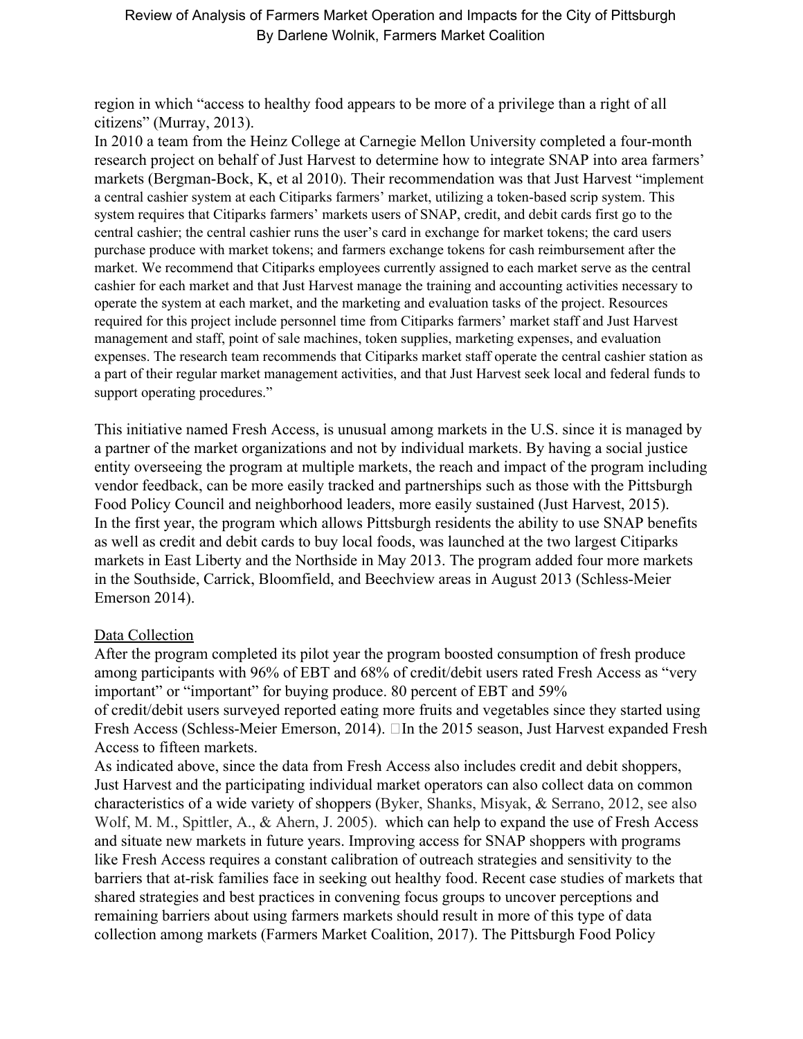region in which “access to healthy food appears to be more of a privilege than a right of all citizens” (Murray, 2013).

In 2010 a team from the Heinz College at Carnegie Mellon University completed a four-month research project on behalf of Just Harvest to determine how to integrate SNAP into area farmers’ markets (Bergman-Bock, K, et al 2010). Their recommendation was that Just Harvest “implement a central cashier system at each Citiparks farmers’ market, utilizing a token-based scrip system. This system requires that Citiparks farmers’ markets users of SNAP, credit, and debit cards first go to the central cashier; the central cashier runs the user’s card in exchange for market tokens; the card users purchase produce with market tokens; and farmers exchange tokens for cash reimbursement after the market. We recommend that Citiparks employees currently assigned to each market serve as the central cashier for each market and that Just Harvest manage the training and accounting activities necessary to operate the system at each market, and the marketing and evaluation tasks of the project. Resources required for this project include personnel time from Citiparks farmers’ market staff and Just Harvest management and staff, point of sale machines, token supplies, marketing expenses, and evaluation expenses. The research team recommends that Citiparks market staff operate the central cashier station as a part of their regular market management activities, and that Just Harvest seek local and federal funds to support operating procedures.”

This initiative named Fresh Access, is unusual among markets in the U.S. since it is managed by a partner of the market organizations and not by individual markets. By having a social justice entity overseeing the program at multiple markets, the reach and impact of the program including vendor feedback, can be more easily tracked and partnerships such as those with the Pittsburgh Food Policy Council and neighborhood leaders, more easily sustained (Just Harvest, 2015).

In the first year, the program which allows Pittsburgh residents the ability to use SNAP benefits as well as credit and debit cards to buy local foods, was launched at the two largest Citiparks markets in East Liberty and the Northside in May 2013. The program added four more markets in the Southside, Carrick, Bloomfield, and Beechview areas in August 2013 (Schless-Meier Emerson 2014).

<u>Data Collection</u>

After the program completed its pilot year the program boosted consumption of fresh produce among participants with 96% of EBT and 68% of credit/debit users rated Fresh Access as “very important” or “important” for buying produce. 80 percent of EBT and 59% of credit/debit users surveyed reported eating more fruits and vegetables since they started using Fresh Access (Schless-Meier Emerson, 2014). In the 2015 season, Just Harvest expanded Fresh Access to fifteen markets.

As indicated above, since the data from Fresh Access also includes credit and debit shoppers, Just Harvest and the participating individual market operators can also collect data on common characteristics of a wide variety of shoppers (Byker, Shanks, Misyak, & Serrano, 2012, see also Wolf, M. M., Spittler, A., & Ahern, J. 2005). which can help to expand the use of Fresh Access and situate new markets in future years. Improving access for SNAP shoppers with programs like Fresh Access requires a constant calibration of outreach strategies and sensitivity to the barriers that at-risk families face in seeking out healthy food. Recent case studies of markets that shared strategies and best practices in convening focus groups to uncover perceptions and remaining barriers about using farmers markets should result in more of this type of data collection among markets (Farmers Market Coalition, 2017). The Pittsburgh Food Policy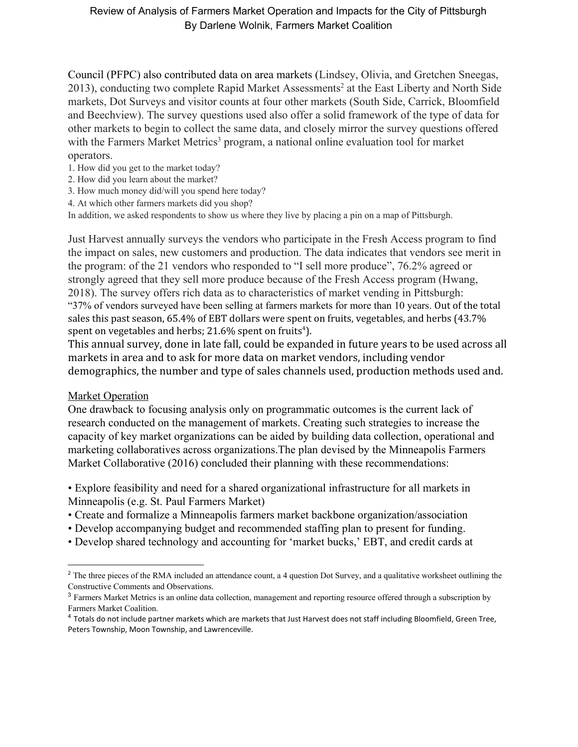Council (PFPC) also contributed data on area markets (Lindsey, Olivia, and Gretchen Sneegas, 2013), conducting two complete Rapid Market Assessments[2] at the East Liberty and North Side markets, Dot Surveys and visitor counts at four other markets (South Side, Carrick, Bloomfield and Beechview). The survey questions used also offer a solid framework of the type of data for other markets to begin to collect the same data, and closely mirror the survey questions offered with the Farmers Market Metrics[3] program, a national online evaluation tool for market operators.

1. How did you get to the market today?
2. How did you learn about the market?
3. How much money did/will you spend here today?
4. At which other farmers markets did you shop?

In addition, we asked respondents to show us where they live by placing a pin on a map of Pittsburgh.

Just Harvest annually surveys the vendors who participate in the Fresh Access program to find the impact on sales, new customers and production. The data indicates that vendors see merit in the program: of the 21 vendors who responded to "I sell more produce", 76.2% agreed or strongly agreed that they sell more produce because of the Fresh Access program (Hwang, 2018). The survey offers rich data as to characteristics of market vending in Pittsburgh: "37% of vendors surveyed have been selling at farmers markets for more than 10 years. Out of the total sales this past season, 65.4% of EBT dollars were spent on fruits, vegetables, and herbs (43.7% spent on vegetables and herbs; 21.6% spent on fruits[4]).

This annual survey, done in late fall, could be expanded in future years to be used across all markets in area and to ask for more data on market vendors, including vendor demographics, the number and type of sales channels used, production methods used and.

## Market Operation

One drawback to focusing analysis only on programmatic outcomes is the current lack of research conducted on the management of markets. Creating such strategies to increase the capacity of key market organizations can be aided by building data collection, operational and marketing collaboratives across organizations.The plan devised by the Minneapolis Farmers Market Collaborative (2016) concluded their planning with these recommendations:

- Explore feasibility and need for a shared organizational infrastructure for all markets in Minneapolis (e.g. St. Paul Farmers Market)
- Create and formalize a Minneapolis farmers market backbone organization/association
- Develop accompanying budget and recommended staffing plan to present for funding.
- Develop shared technology and accounting for 'market bucks,' EBT, and credit cards at

---

[2] The three pieces of the RMA included an attendance count, a 4 question Dot Survey, and a qualitative worksheet outlining the Constructive Comments and Observations.

[3] Farmers Market Metrics is an online data collection, management and reporting resource offered through a subscription by Farmers Market Coalition.

[4] Totals do not include partner markets which are markets that Just Harvest does not staff including Bloomfield, Green Tree, Peters Township, Moon Township, and Lawrenceville.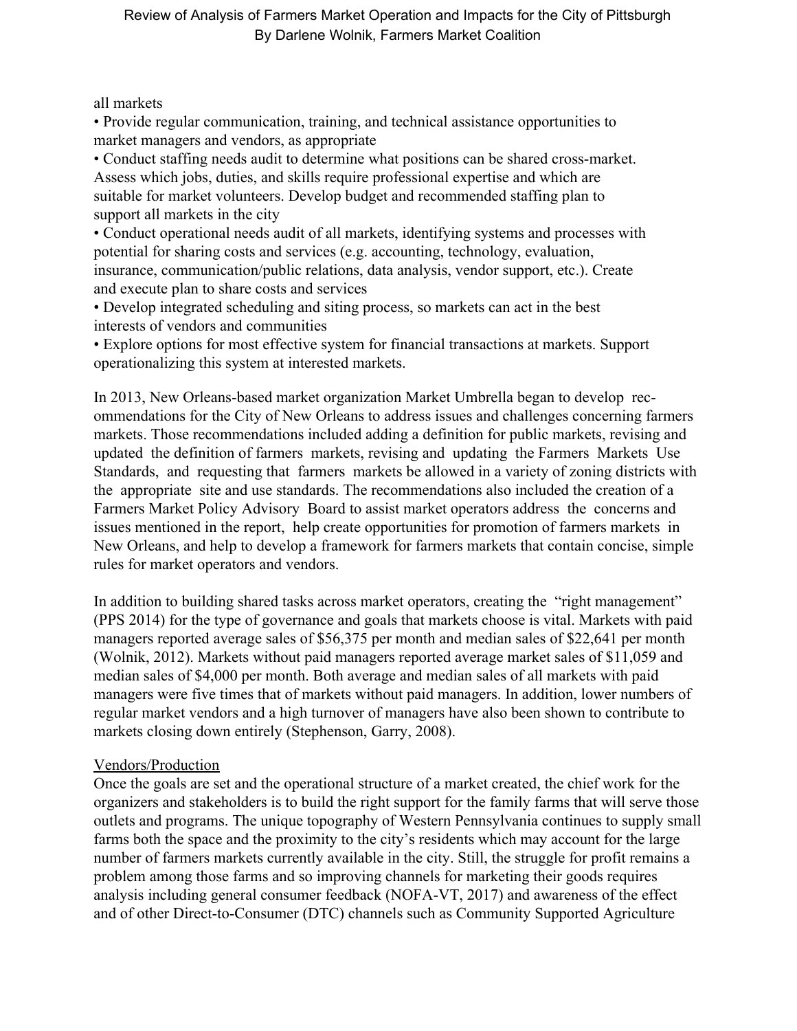all markets

- Provide regular communication, training, and technical assistance opportunities to market managers and vendors, as appropriate
- Conduct staffing needs audit to determine what positions can be shared cross-market. Assess which jobs, duties, and skills require professional expertise and which are suitable for market volunteers. Develop budget and recommended staffing plan to support all markets in the city
- Conduct operational needs audit of all markets, identifying systems and processes with potential for sharing costs and services (e.g. accounting, technology, evaluation, insurance, communication/public relations, data analysis, vendor support, etc.). Create and execute plan to share costs and services
- Develop integrated scheduling and siting process, so markets can act in the best interests of vendors and communities
- Explore options for most effective system for financial transactions at markets. Support operationalizing this system at interested markets.

In 2013, New Orleans-based market organization Market Umbrella began to develop recommendations for the City of New Orleans to address issues and challenges concerning farmers markets. Those recommendations included adding a definition for public markets, revising and updated the definition of farmers markets, revising and updating the Farmers Markets Use Standards, and requesting that farmers markets be allowed in a variety of zoning districts with the appropriate site and use standards. The recommendations also included the creation of a Farmers Market Policy Advisory Board to assist market operators address the concerns and issues mentioned in the report, help create opportunities for promotion of farmers markets in New Orleans, and help to develop a framework for farmers markets that contain concise, simple rules for market operators and vendors.

In addition to building shared tasks across market operators, creating the "right management" (PPS 2014) for the type of governance and goals that markets choose is vital. Markets with paid managers reported average sales of $56,375 per month and median sales of $22,641 per month (Wolnik, 2012). Markets without paid managers reported average market sales of $11,059 and median sales of $4,000 per month. Both average and median sales of all markets with paid managers were five times that of markets without paid managers. In addition, lower numbers of regular market vendors and a high turnover of managers have also been shown to contribute to markets closing down entirely (Stephenson, Garry, 2008).

<u>Vendors/Production</u>

Once the goals are set and the operational structure of a market created, the chief work for the organizers and stakeholders is to build the right support for the family farms that will serve those outlets and programs. The unique topography of Western Pennsylvania continues to supply small farms both the space and the proximity to the city's residents which may account for the large number of farmers markets currently available in the city. Still, the struggle for profit remains a problem among those farms and so improving channels for marketing their goods requires analysis including general consumer feedback (NOFA-VT, 2017) and awareness of the effect and of other Direct-to-Consumer (DTC) channels such as Community Supported Agriculture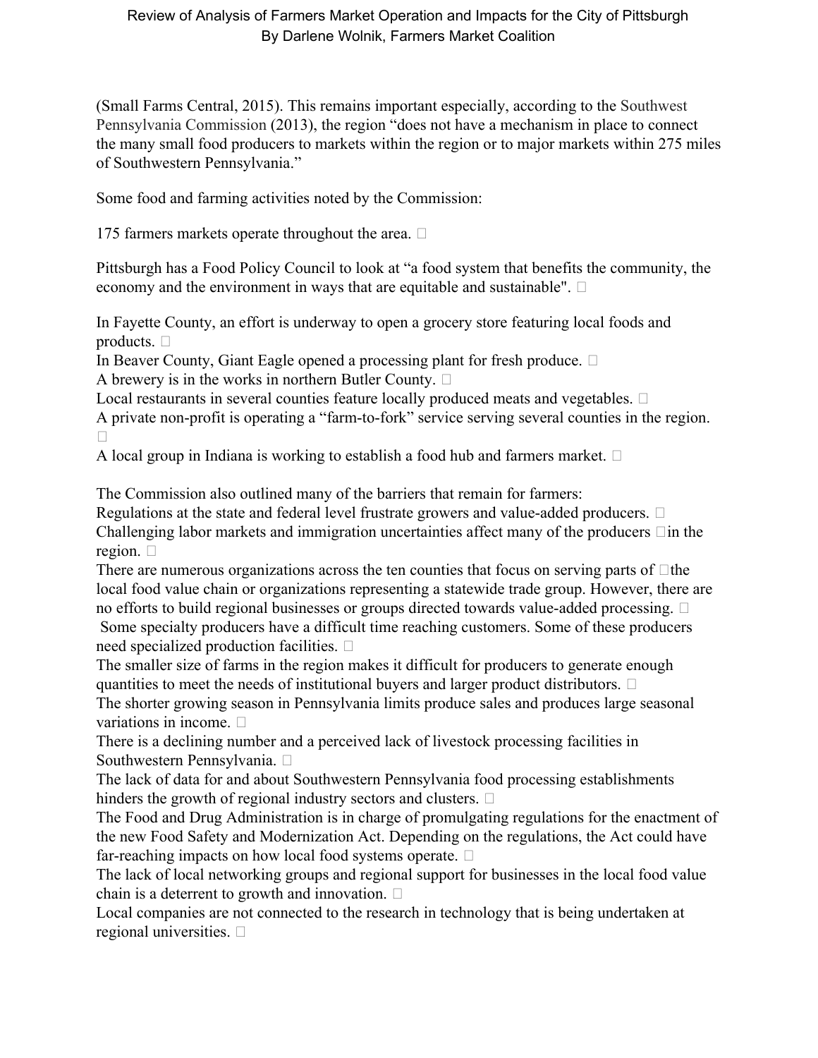(Small Farms Central, 2015). This remains important especially, according to the Southwest Pennsylvania Commission (2013), the region "does not have a mechanism in place to connect the many small food producers to markets within the region or to major markets within 275 miles of Southwestern Pennsylvania."

Some food and farming activities noted by the Commission:

175 farmers markets operate throughout the area.

Pittsburgh has a Food Policy Council to look at "a food system that benefits the community, the economy and the environment in ways that are equitable and sustainable".

In Fayette County, an effort is underway to open a grocery store featuring local foods and products.
In Beaver County, Giant Eagle opened a processing plant for fresh produce.
A brewery is in the works in northern Butler County.
Local restaurants in several counties feature locally produced meats and vegetables.
A private non-profit is operating a "farm-to-fork" service serving several counties in the region.
A local group in Indiana is working to establish a food hub and farmers market.

The Commission also outlined many of the barriers that remain for farmers:
Regulations at the state and federal level frustrate growers and value-added producers.
Challenging labor markets and immigration uncertainties affect many of the producers in the region.
There are numerous organizations across the ten counties that focus on serving parts of the local food value chain or organizations representing a statewide trade group. However, there are no efforts to build regional businesses or groups directed towards value-added processing.
Some specialty producers have a difficult time reaching customers. Some of these producers need specialized production facilities.
The smaller size of farms in the region makes it difficult for producers to generate enough quantities to meet the needs of institutional buyers and larger product distributors.
The shorter growing season in Pennsylvania limits produce sales and produces large seasonal variations in income.
There is a declining number and a perceived lack of livestock processing facilities in Southwestern Pennsylvania.
The lack of data for and about Southwestern Pennsylvania food processing establishments hinders the growth of regional industry sectors and clusters.
The Food and Drug Administration is in charge of promulgating regulations for the enactment of the new Food Safety and Modernization Act. Depending on the regulations, the Act could have far-reaching impacts on how local food systems operate.
The lack of local networking groups and regional support for businesses in the local food value chain is a deterrent to growth and innovation.
Local companies are not connected to the research in technology that is being undertaken at regional universities.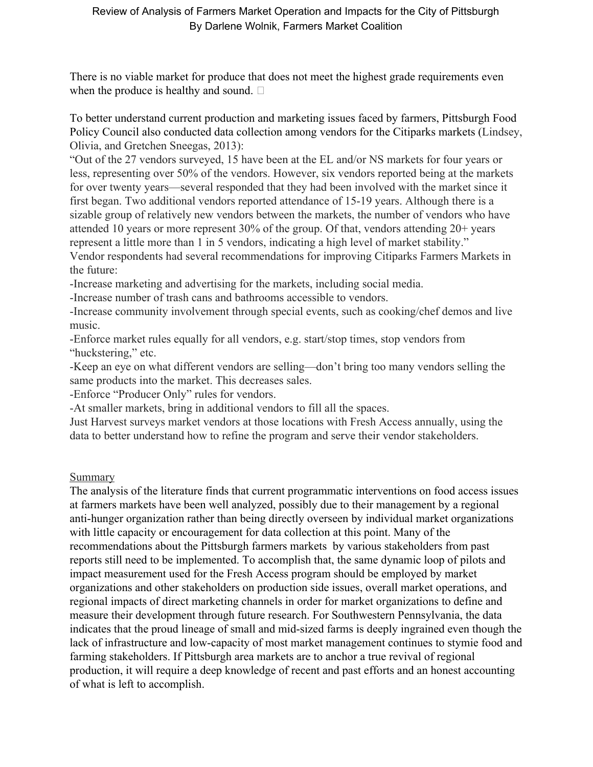There is no viable market for produce that does not meet the highest grade requirements even when the produce is healthy and sound. 

To better understand current production and marketing issues faced by farmers, Pittsburgh Food Policy Council also conducted data collection among vendors for the Citiparks markets (Lindsey, Olivia, and Gretchen Sneegas, 2013):

"Out of the 27 vendors surveyed, 15 have been at the EL and/or NS markets for four years or less, representing over 50% of the vendors. However, six vendors reported being at the markets for over twenty years—several responded that they had been involved with the market since it first began. Two additional vendors reported attendance of 15-19 years. Although there is a sizable group of relatively new vendors between the markets, the number of vendors who have attended 10 years or more represent 30% of the group. Of that, vendors attending 20+ years represent a little more than 1 in 5 vendors, indicating a high level of market stability."

Vendor respondents had several recommendations for improving Citiparks Farmers Markets in the future:

- Increase marketing and advertising for the markets, including social media.
- Increase number of trash cans and bathrooms accessible to vendors.
- Increase community involvement through special events, such as cooking/chef demos and live music.
- Enforce market rules equally for all vendors, e.g. start/stop times, stop vendors from "huckstering," etc.
- Keep an eye on what different vendors are selling—don't bring too many vendors selling the same products into the market. This decreases sales.
- Enforce "Producer Only" rules for vendors.
- At smaller markets, bring in additional vendors to fill all the spaces.

Just Harvest surveys market vendors at those locations with Fresh Access annually, using the data to better understand how to refine the program and serve their vendor stakeholders.

## Summary

The analysis of the literature finds that current programmatic interventions on food access issues at farmers markets have been well analyzed, possibly due to their management by a regional anti-hunger organization rather than being directly overseen by individual market organizations with little capacity or encouragement for data collection at this point. Many of the recommendations about the Pittsburgh farmers markets by various stakeholders from past reports still need to be implemented. To accomplish that, the same dynamic loop of pilots and impact measurement used for the Fresh Access program should be employed by market organizations and other stakeholders on production side issues, overall market operations, and regional impacts of direct marketing channels in order for market organizations to define and measure their development through future research. For Southwestern Pennsylvania, the data indicates that the proud lineage of small and mid-sized farms is deeply ingrained even though the lack of infrastructure and low-capacity of most market management continues to stymie food and farming stakeholders. If Pittsburgh area markets are to anchor a true revival of regional production, it will require a deep knowledge of recent and past efforts and an honest accounting of what is left to accomplish.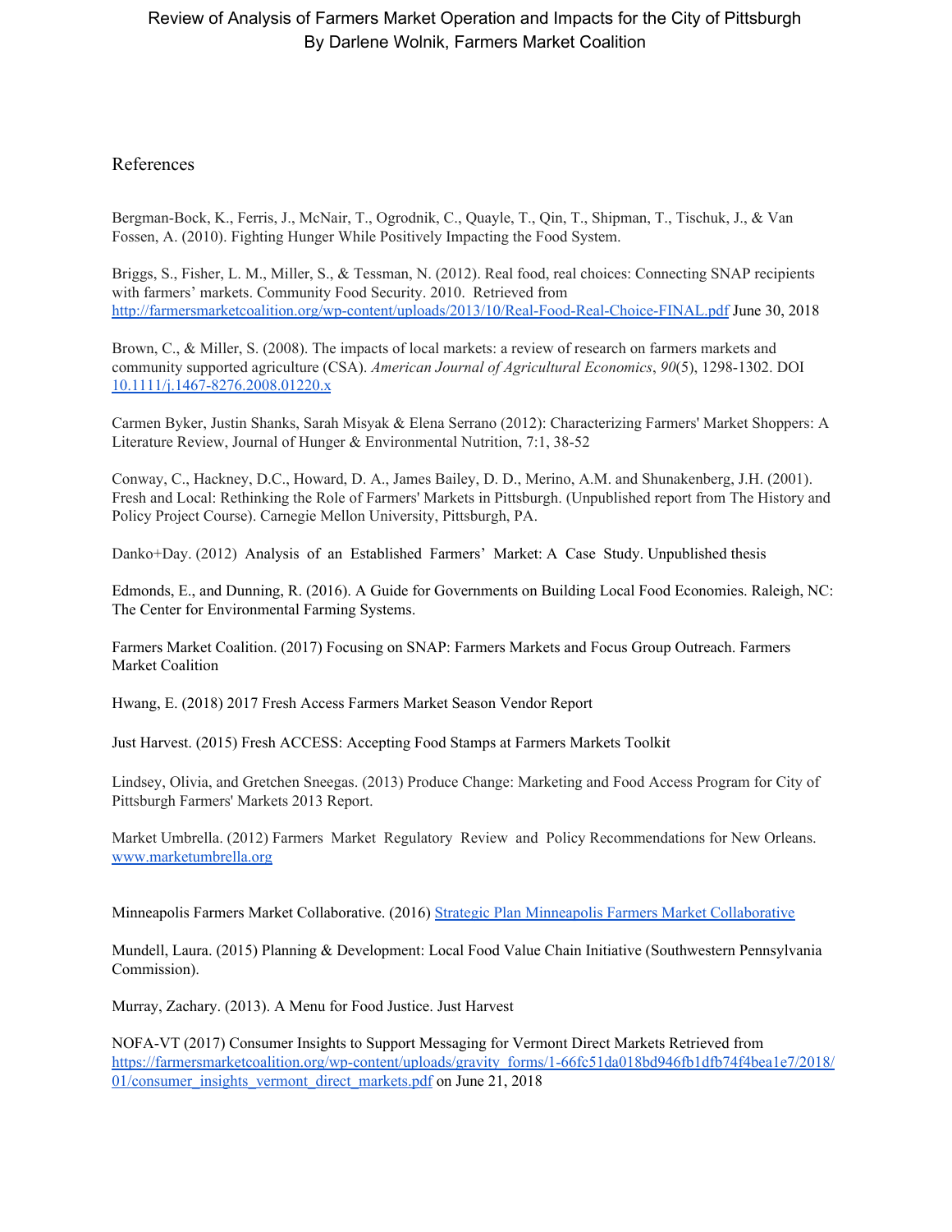Review of Analysis of Farmers Market Operation and Impacts for the City of Pittsburgh
By Darlene Wolnik, Farmers Market Coalition

## References

Bergman-Bock, K., Ferris, J., McNair, T., Ogrodnik, C., Quayle, T., Qin, T., Shipman, T., Tischuk, J., & Van Fossen, A. (2010). Fighting Hunger While Positively Impacting the Food System.

Briggs, S., Fisher, L. M., Miller, S., & Tessman, N. (2012). Real food, real choices: Connecting SNAP recipients with farmers' markets. Community Food Security. 2010. Retrieved from [http://farmersmarketcoalition.org/wp-content/uploads/2013/10/Real-Food-Real-Choice-FINAL.pdf](http://farmersmarketcoalition.org/wp-content/uploads/2013/10/Real-Food-Real-Choice-FINAL.pdf) June 30, 2018

Brown, C., & Miller, S. (2008). The impacts of local markets: a review of research on farmers markets and community supported agriculture (CSA). *American Journal of Agricultural Economics*, *90*(5), 1298-1302. DOI [10.1111/j.1467-8276.2008.01220.x](10.1111/j.1467-8276.2008.01220.x)

Carmen Byker, Justin Shanks, Sarah Misyak & Elena Serrano (2012): Characterizing Farmers' Market Shoppers: A Literature Review, Journal of Hunger & Environmental Nutrition, 7:1, 38-52

Conway, C., Hackney, D.C., Howard, D. A., James Bailey, D. D., Merino, A.M. and Shunakenberg, J.H. (2001). Fresh and Local: Rethinking the Role of Farmers' Markets in Pittsburgh. (Unpublished report from The History and Policy Project Course). Carnegie Mellon University, Pittsburgh, PA.

Danko+Day. (2012) Analysis of an Established Farmers' Market: A Case Study. Unpublished thesis

Edmonds, E., and Dunning, R. (2016). A Guide for Governments on Building Local Food Economies. Raleigh, NC: The Center for Environmental Farming Systems.

Farmers Market Coalition. (2017) Focusing on SNAP: Farmers Markets and Focus Group Outreach. Farmers Market Coalition

Hwang, E. (2018) 2017 Fresh Access Farmers Market Season Vendor Report

Just Harvest. (2015) Fresh ACCESS: Accepting Food Stamps at Farmers Markets Toolkit

Lindsey, Olivia, and Gretchen Sneegas. (2013) Produce Change: Marketing and Food Access Program for City of Pittsburgh Farmers' Markets 2013 Report.

Market Umbrella. (2012) Farmers Market Regulatory Review and Policy Recommendations for New Orleans. [www.marketumbrella.org](www.marketumbrella.org)

Minneapolis Farmers Market Collaborative. (2016) Strategic Plan Minneapolis Farmers Market Collaborative

Mundell, Laura. (2015) Planning & Development: Local Food Value Chain Initiative (Southwestern Pennsylvania Commission).

Murray, Zachary. (2013). A Menu for Food Justice. Just Harvest

NOFA-VT (2017) Consumer Insights to Support Messaging for Vermont Direct Markets Retrieved from [https://farmersmarketcoalition.org/wp-content/uploads/gravity_forms/1-66fc51da018bd946fb1dfb74f4bea1e7/2018/01/consumer_insights_vermont_direct_markets.pdf](https://farmersmarketcoalition.org/wp-content/uploads/gravity_forms/1-66fc51da018bd946fb1dfb74f4bea1e7/2018/01/consumer_insights_vermont_direct_markets.pdf) on June 21, 2018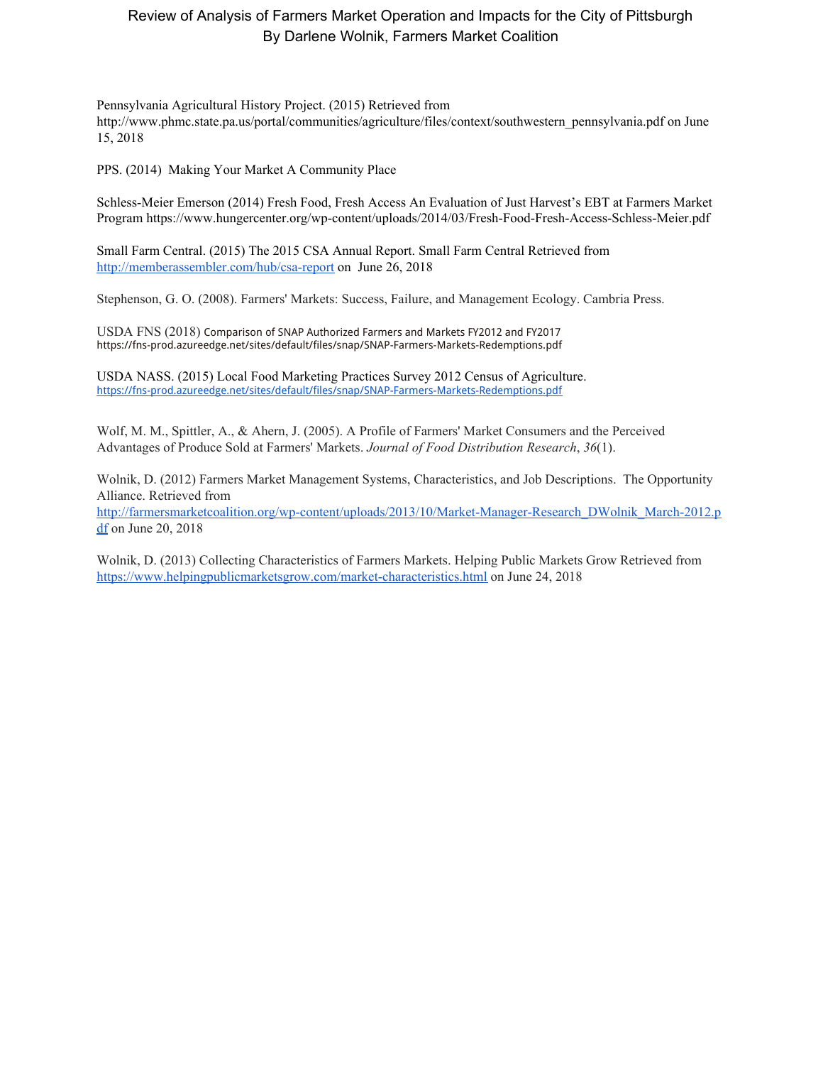Pennsylvania Agricultural History Project. (2015) Retrieved from http://www.phmc.state.pa.us/portal/communities/agriculture/files/context/southwestern_pennsylvania.pdf on June 15, 2018

PPS. (2014) Making Your Market A Community Place

Schless-Meier Emerson (2014) Fresh Food, Fresh Access An Evaluation of Just Harvest's EBT at Farmers Market Program https://www.hungercenter.org/wp-content/uploads/2014/03/Fresh-Food-Fresh-Access-Schless-Meier.pdf

Small Farm Central. (2015) The 2015 CSA Annual Report. Small Farm Central Retrieved from http://memberassembler.com/hub/csa-report on June 26, 2018

Stephenson, G. O. (2008). Farmers' Markets: Success, Failure, and Management Ecology. Cambria Press.

USDA FNS (2018) Comparison of SNAP Authorized Farmers and Markets FY2012 and FY2017 https://fns-prod.azureedge.net/sites/default/files/snap/SNAP-Farmers-Markets-Redemptions.pdf

USDA NASS. (2015) Local Food Marketing Practices Survey 2012 Census of Agriculture. https://fns-prod.azureedge.net/sites/default/files/snap/SNAP-Farmers-Markets-Redemptions.pdf

Wolf, M. M., Spittler, A., & Ahern, J. (2005). A Profile of Farmers' Market Consumers and the Perceived Advantages of Produce Sold at Farmers' Markets. *Journal of Food Distribution Research*, *36*(1).

Wolnik, D. (2012) Farmers Market Management Systems, Characteristics, and Job Descriptions. The Opportunity Alliance. Retrieved from http://farmersmarketcoalition.org/wp-content/uploads/2013/10/Market-Manager-Research_DWolnik_March-2012.pdf on June 20, 2018

Wolnik, D. (2013) Collecting Characteristics of Farmers Markets. Helping Public Markets Grow Retrieved from https://www.helpingpublicmarketsgrow.com/market-characteristics.html on June 24, 2018